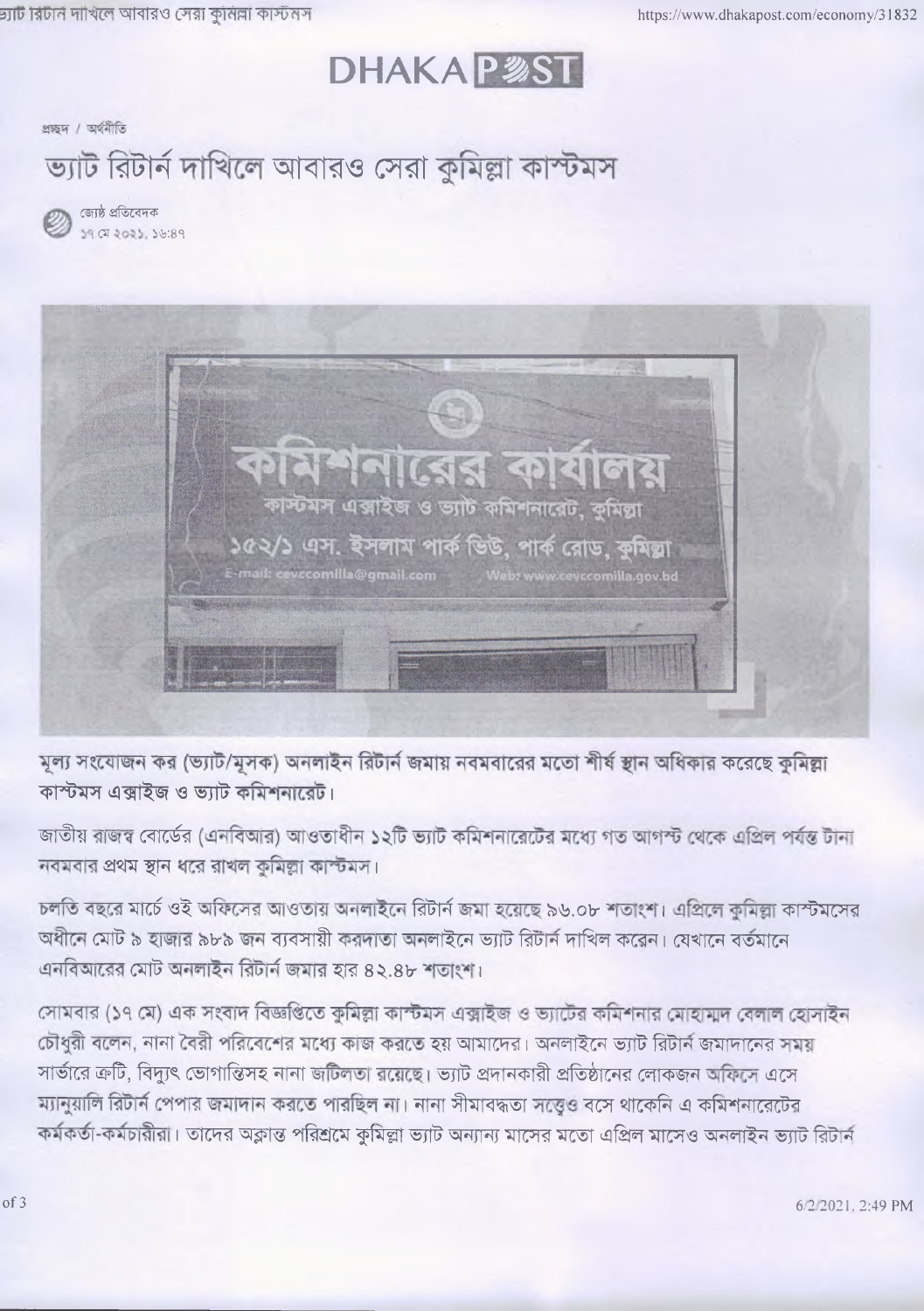# DHAKA POST

প্রচ্ছদ / অর্থনীতি

## ভ্যাট রিটার্ন দাখিলে আবারও সেরা কুমিল্লা কাস্টমস

জ্যেষ্ঠ প্রতিবেদক
১৭ মে ২০২১, ১৬:৪৭

**মূল্য সংযোজন কর (ভ্যাট/মূসক) অনলাইন রিটার্ন জমায় নবমবারের মতো শীর্ষ স্থান অধিকার করেছে কুমিল্লা কাস্টমস এক্সাইজ ও ভ্যাট কমিশনারেট।**

জাতীয় রাজস্ব বোর্ডের (এনবিআর) আওতাধীন ১২টি ভ্যাট কমিশনারেটের মধ্যে গত আগস্ট থেকে এপ্রিল পর্যন্ত টানা নবমবার প্রথম স্থান ধরে রাখল কুমিল্লা কাস্টমস।

চলতি বছরে মার্চে ওই অফিসের আওতায় অনলাইনে রিটার্ন জমা হয়েছে ৯৬.০৮ শতাংশ। এপ্রিলে কুমিল্লা কাস্টমসের অধীনে মোট ৯ হাজার ৯৮৯ জন ব্যবসায়ী করদাতা অনলাইনে ভ্যাট রিটার্ন দাখিল করেন। যেখানে বর্তমানে এনবিআরের মোট অনলাইন রিটার্ন জমার হার ৪২.৪৮ শতাংশ।

সোমবার (১৭ মে) এক সংবাদ বিজ্ঞপ্তিতে কুমিল্লা কাস্টমস এক্সাইজ ও ভ্যাটের কমিশনার মোহাম্মদ বেলাল হোসাইন চৌধুরী বলেন, নানা বৈরী পরিবেশের মধ্যে কাজ করতে হয় আমাদের। অনলাইনে ভ্যাট রিটার্ন জমাদানের সময় সার্ভারে ত্রুটি, বিদ্যুৎ ভোগান্তিসহ নানা জটিলতা রয়েছে। ভ্যাট প্রদানকারী প্রতিষ্ঠানের লোকজন অফিসে এসে ম্যানুয়ালি রিটার্ন পেপার জমাদান করতে পারছিল না। নানা সীমাবদ্ধতা সত্ত্বেও বসে থাকেনি এ কমিশনারেটের কর্মকর্তা-কর্মচারীরা। তাদের অক্লান্ত পরিশ্রমে কুমিল্লা ভ্যাট অন্যান্য মাসের মতো এপ্রিল মাসেও অনলাইন ভ্যাট রিটার্ন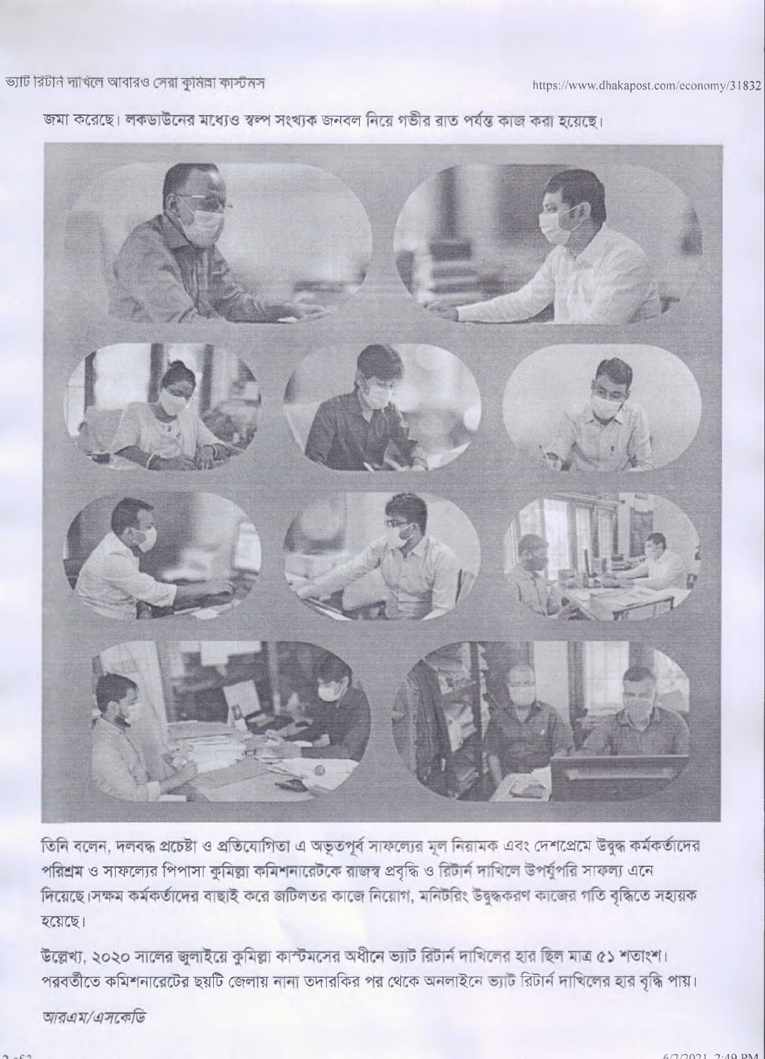জমা করেছে। লকডাউনের মধ্যেও স্বল্প সংখ্যক জনবল নিয়ে গভীর রাত পর্যন্ত কাজ করা হয়েছে।

তিনি বলেন, দলবদ্ধ প্রচেষ্টা ও প্রতিযোগিতা এ অভূতপূর্ব সাফল্যের মূল নিয়ামক এবং দেশপ্রেমে উদ্বুদ্ধ কর্মকর্তাদের পরিশ্রম ও সাফল্যের পিপাসা কুমিল্লা কমিশনারেটকে রাজস্ব প্রবৃদ্ধি ও রিটার্ন দাখিলে উপর্যুপরি সাফল্য এনে দিয়েছে।সক্ষম কর্মকর্তাদের বাছাই করে জটিলতর কাজে নিয়োগ, মনিটরিং উদ্বুদ্ধকরণ কাজের গতি বৃদ্ধিতে সহায়ক হয়েছে।

উল্লেখ্য, ২০২০ সালের জুলাইয়ে কুমিল্লা কাস্টমসের অধীনে ভ্যাট রিটার্ন দাখিলের হার ছিল মাত্র ৫১ শতাংশ। পরবর্তীতে কমিশনারেটের ছয়টি জেলায় নানা তদারকির পর থেকে অনলাইনে ভ্যাট রিটার্ন দাখিলের হার বৃদ্ধি পায়।

*আরএম/এসকেডি*